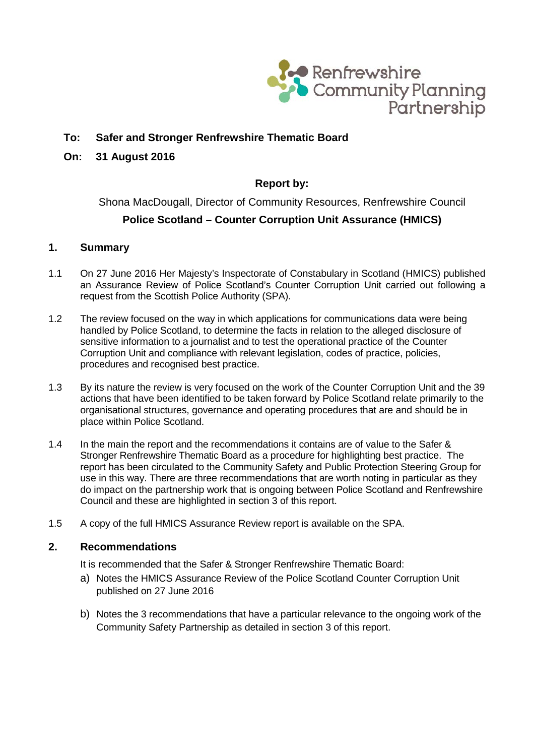Renfrewshire Community Planning Partnership

**To: Safer and Stronger Renfrewshire Thematic Board**

**On: 31 August 2016**

**Report by:**

Shona MacDougall, Director of Community Resources, Renfrewshire Council

**Police Scotland – Counter Corruption Unit Assurance (HMICS)**

## 1. Summary

1.1 On 27 June 2016 Her Majesty's Inspectorate of Constabulary in Scotland (HMICS) published an Assurance Review of Police Scotland's Counter Corruption Unit carried out following a request from the Scottish Police Authority (SPA).

1.2 The review focused on the way in which applications for communications data were being handled by Police Scotland, to determine the facts in relation to the alleged disclosure of sensitive information to a journalist and to test the operational practice of the Counter Corruption Unit and compliance with relevant legislation, codes of practice, policies, procedures and recognised best practice.

1.3 By its nature the review is very focused on the work of the Counter Corruption Unit and the 39 actions that have been identified to be taken forward by Police Scotland relate primarily to the organisational structures, governance and operating procedures that are and should be in place within Police Scotland.

1.4 In the main the report and the recommendations it contains are of value to the Safer & Stronger Renfrewshire Thematic Board as a procedure for highlighting best practice. The report has been circulated to the Community Safety and Public Protection Steering Group for use in this way. There are three recommendations that are worth noting in particular as they do impact on the partnership work that is ongoing between Police Scotland and Renfrewshire Council and these are highlighted in section 3 of this report.

1.5 A copy of the full HMICS Assurance Review report is available on the SPA.

## 2. Recommendations

It is recommended that the Safer & Stronger Renfrewshire Thematic Board:

a) Notes the HMICS Assurance Review of the Police Scotland Counter Corruption Unit published on 27 June 2016

b) Notes the 3 recommendations that have a particular relevance to the ongoing work of the Community Safety Partnership as detailed in section 3 of this report.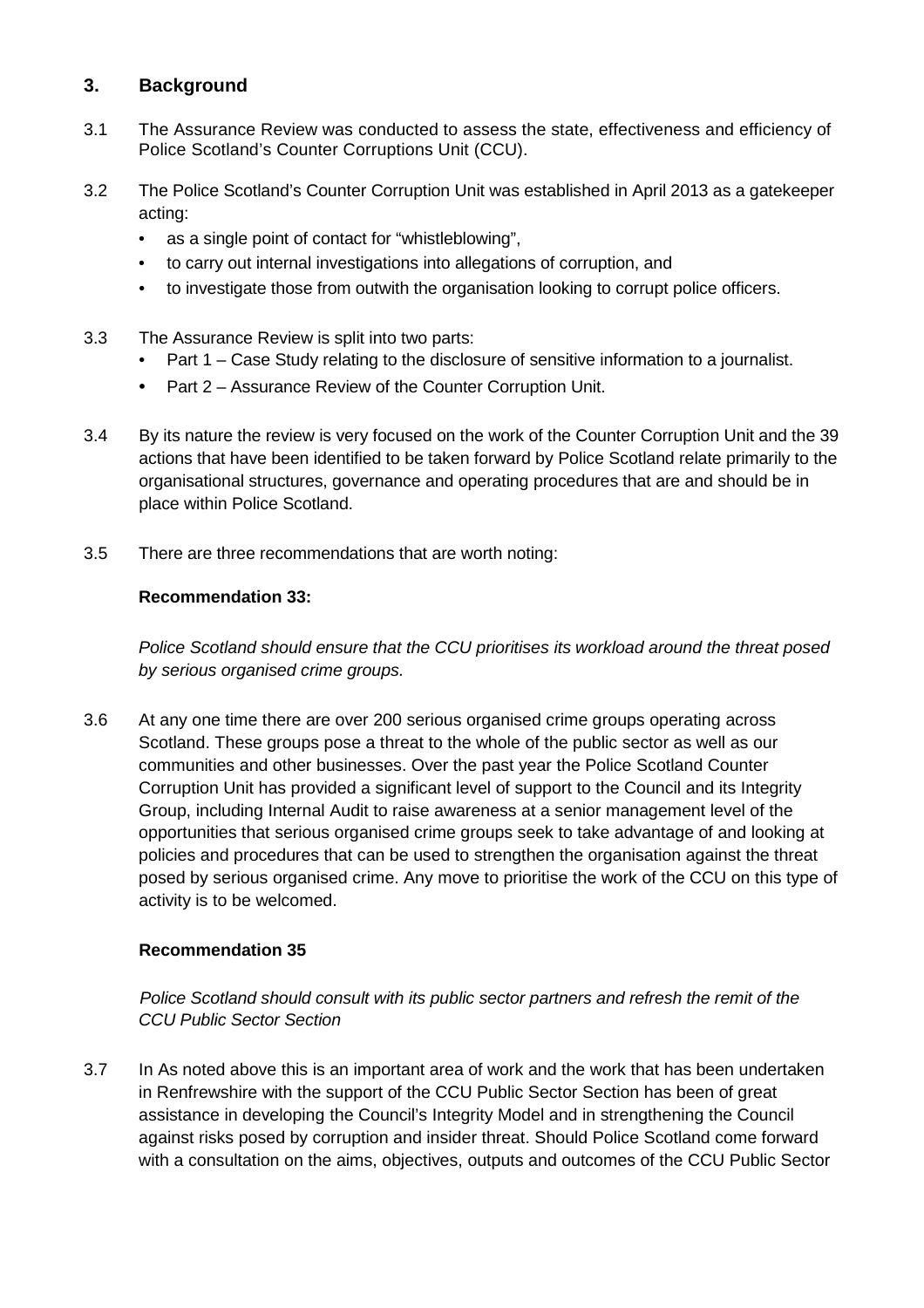## 3. Background

3.1 The Assurance Review was conducted to assess the state, effectiveness and efficiency of Police Scotland's Counter Corruptions Unit (CCU).

3.2 The Police Scotland's Counter Corruption Unit was established in April 2013 as a gatekeeper acting:

- as a single point of contact for "whistleblowing",
- to carry out internal investigations into allegations of corruption, and
- to investigate those from outwith the organisation looking to corrupt police officers.

3.3 The Assurance Review is split into two parts:

- Part 1 – Case Study relating to the disclosure of sensitive information to a journalist.
- Part 2 – Assurance Review of the Counter Corruption Unit.

3.4 By its nature the review is very focused on the work of the Counter Corruption Unit and the 39 actions that have been identified to be taken forward by Police Scotland relate primarily to the organisational structures, governance and operating procedures that are and should be in place within Police Scotland.

3.5 There are three recommendations that are worth noting:

**Recommendation 33:**

*Police Scotland should ensure that the CCU prioritises its workload around the threat posed by serious organised crime groups.*

3.6 At any one time there are over 200 serious organised crime groups operating across Scotland. These groups pose a threat to the whole of the public sector as well as our communities and other businesses. Over the past year the Police Scotland Counter Corruption Unit has provided a significant level of support to the Council and its Integrity Group, including Internal Audit to raise awareness at a senior management level of the opportunities that serious organised crime groups seek to take advantage of and looking at policies and procedures that can be used to strengthen the organisation against the threat posed by serious organised crime. Any move to prioritise the work of the CCU on this type of activity is to be welcomed.

**Recommendation 35**

*Police Scotland should consult with its public sector partners and refresh the remit of the CCU Public Sector Section*

3.7 In As noted above this is an important area of work and the work that has been undertaken in Renfrewshire with the support of the CCU Public Sector Section has been of great assistance in developing the Council's Integrity Model and in strengthening the Council against risks posed by corruption and insider threat. Should Police Scotland come forward with a consultation on the aims, objectives, outputs and outcomes of the CCU Public Sector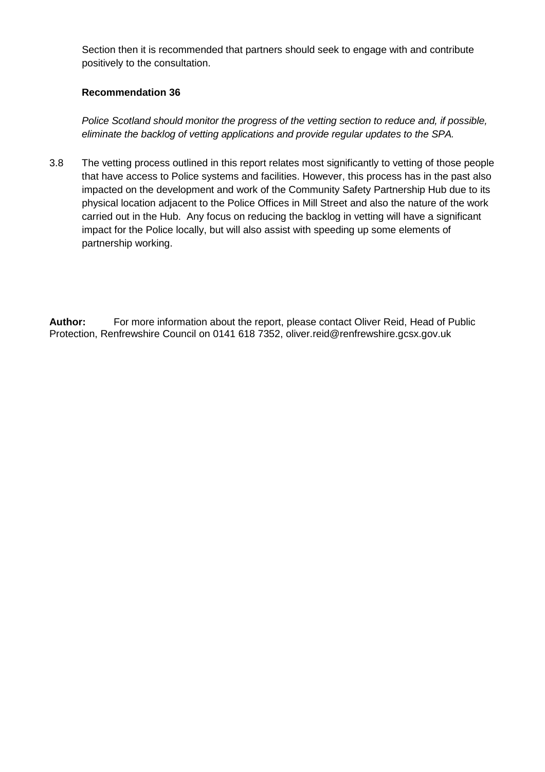Section then it is recommended that partners should seek to engage with and contribute positively to the consultation.

**Recommendation 36**

*Police Scotland should monitor the progress of the vetting section to reduce and, if possible, eliminate the backlog of vetting applications and provide regular updates to the SPA.*

3.8 The vetting process outlined in this report relates most significantly to vetting of those people that have access to Police systems and facilities. However, this process has in the past also impacted on the development and work of the Community Safety Partnership Hub due to its physical location adjacent to the Police Offices in Mill Street and also the nature of the work carried out in the Hub. Any focus on reducing the backlog in vetting will have a significant impact for the Police locally, but will also assist with speeding up some elements of partnership working.

**Author:** For more information about the report, please contact Oliver Reid, Head of Public Protection, Renfrewshire Council on 0141 618 7352, oliver.reid@renfrewshire.gcsx.gov.uk